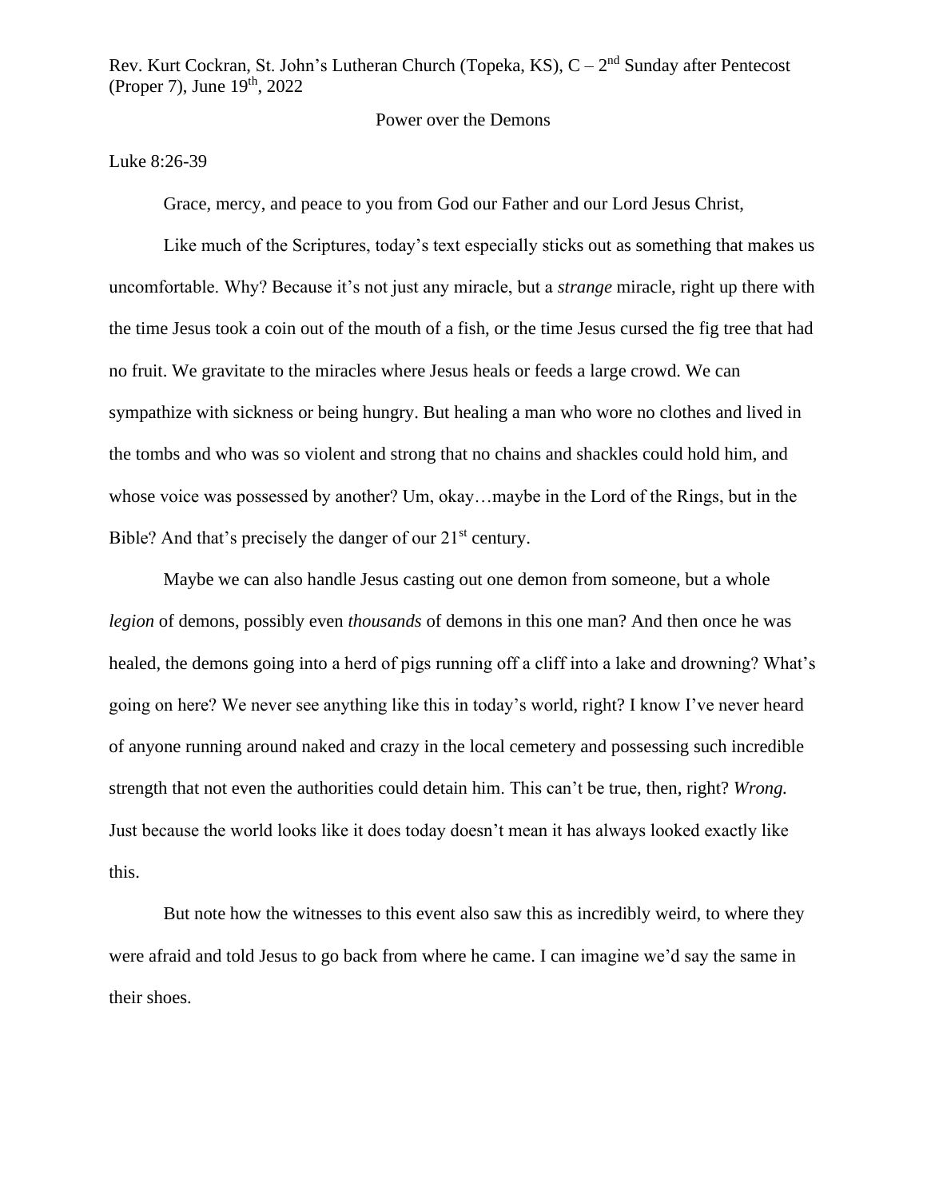Rev. Kurt Cockran, St. John's Lutheran Church (Topeka, KS), C – 2nd Sunday after Pentecost (Proper 7), June 19th, 2022

# Power over the Demons

Luke 8:26-39

Grace, mercy, and peace to you from God our Father and our Lord Jesus Christ,

Like much of the Scriptures, today's text especially sticks out as something that makes us uncomfortable. Why? Because it's not just any miracle, but a *strange* miracle, right up there with the time Jesus took a coin out of the mouth of a fish, or the time Jesus cursed the fig tree that had no fruit. We gravitate to the miracles where Jesus heals or feeds a large crowd. We can sympathize with sickness or being hungry. But healing a man who wore no clothes and lived in the tombs and who was so violent and strong that no chains and shackles could hold him, and whose voice was possessed by another? Um, okay…maybe in the Lord of the Rings, but in the Bible? And that's precisely the danger of our 21st century.

Maybe we can also handle Jesus casting out one demon from someone, but a whole *legion* of demons, possibly even *thousands* of demons in this one man? And then once he was healed, the demons going into a herd of pigs running off a cliff into a lake and drowning? What's going on here? We never see anything like this in today's world, right? I know I've never heard of anyone running around naked and crazy in the local cemetery and possessing such incredible strength that not even the authorities could detain him. This can't be true, then, right? *Wrong.* Just because the world looks like it does today doesn't mean it has always looked exactly like this.

But note how the witnesses to this event also saw this as incredibly weird, to where they were afraid and told Jesus to go back from where he came. I can imagine we'd say the same in their shoes.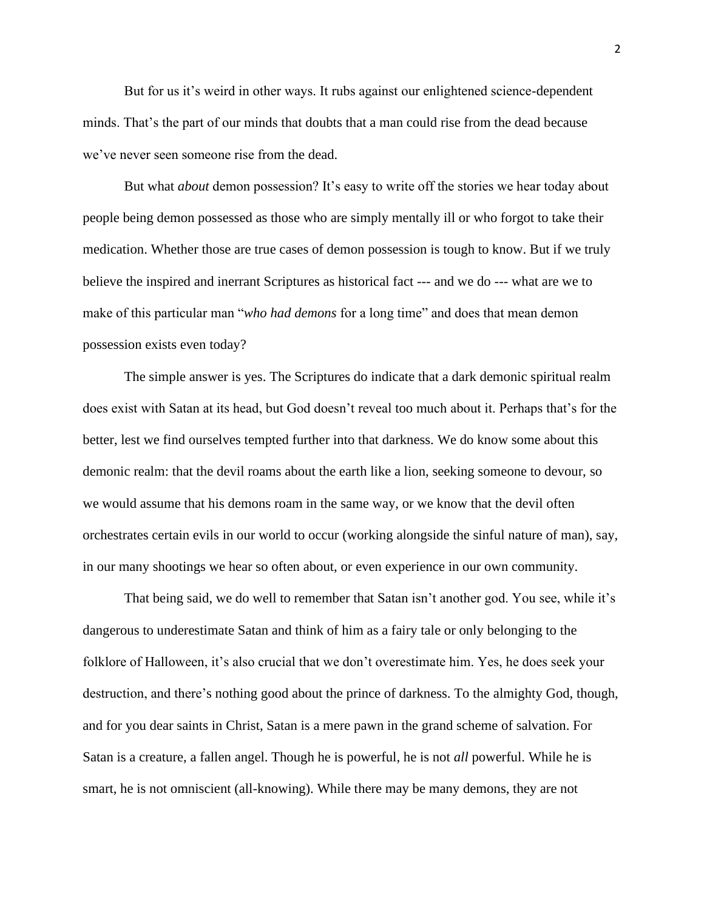But for us it's weird in other ways. It rubs against our enlightened science-dependent minds. That's the part of our minds that doubts that a man could rise from the dead because we've never seen someone rise from the dead.

But what *about* demon possession? It's easy to write off the stories we hear today about people being demon possessed as those who are simply mentally ill or who forgot to take their medication. Whether those are true cases of demon possession is tough to know. But if we truly believe the inspired and inerrant Scriptures as historical fact --- and we do --- what are we to make of this particular man "*who had demons* for a long time" and does that mean demon possession exists even today?

The simple answer is yes. The Scriptures do indicate that a dark demonic spiritual realm does exist with Satan at its head, but God doesn't reveal too much about it. Perhaps that's for the better, lest we find ourselves tempted further into that darkness. We do know some about this demonic realm: that the devil roams about the earth like a lion, seeking someone to devour, so we would assume that his demons roam in the same way, or we know that the devil often orchestrates certain evils in our world to occur (working alongside the sinful nature of man), say, in our many shootings we hear so often about, or even experience in our own community.

That being said, we do well to remember that Satan isn't another god. You see, while it's dangerous to underestimate Satan and think of him as a fairy tale or only belonging to the folklore of Halloween, it's also crucial that we don't overestimate him. Yes, he does seek your destruction, and there's nothing good about the prince of darkness. To the almighty God, though, and for you dear saints in Christ, Satan is a mere pawn in the grand scheme of salvation. For Satan is a creature, a fallen angel. Though he is powerful, he is not *all* powerful. While he is smart, he is not omniscient (all-knowing). While there may be many demons, they are not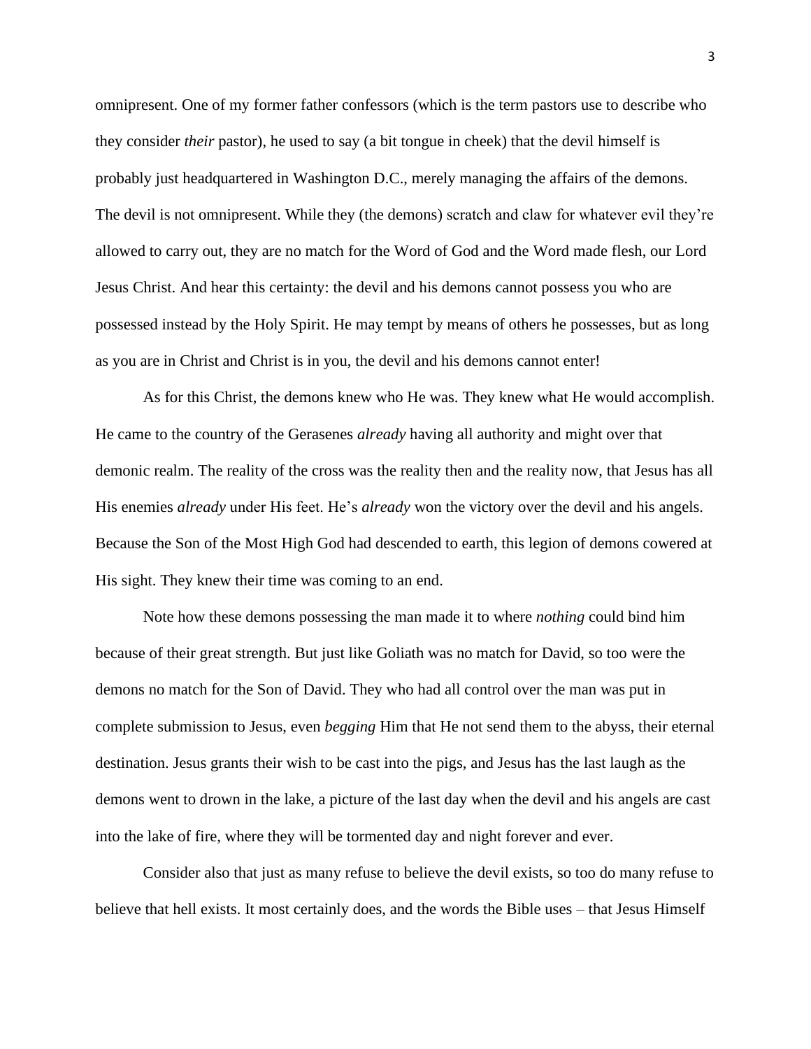omnipresent. One of my former father confessors (which is the term pastors use to describe who they consider *their* pastor), he used to say (a bit tongue in cheek) that the devil himself is probably just headquartered in Washington D.C., merely managing the affairs of the demons. The devil is not omnipresent. While they (the demons) scratch and claw for whatever evil they're allowed to carry out, they are no match for the Word of God and the Word made flesh, our Lord Jesus Christ. And hear this certainty: the devil and his demons cannot possess you who are possessed instead by the Holy Spirit. He may tempt by means of others he possesses, but as long as you are in Christ and Christ is in you, the devil and his demons cannot enter!

As for this Christ, the demons knew who He was. They knew what He would accomplish. He came to the country of the Gerasenes *already* having all authority and might over that demonic realm. The reality of the cross was the reality then and the reality now, that Jesus has all His enemies *already* under His feet. He's *already* won the victory over the devil and his angels. Because the Son of the Most High God had descended to earth, this legion of demons cowered at His sight. They knew their time was coming to an end.

Note how these demons possessing the man made it to where *nothing* could bind him because of their great strength. But just like Goliath was no match for David, so too were the demons no match for the Son of David. They who had all control over the man was put in complete submission to Jesus, even *begging* Him that He not send them to the abyss, their eternal destination. Jesus grants their wish to be cast into the pigs, and Jesus has the last laugh as the demons went to drown in the lake, a picture of the last day when the devil and his angels are cast into the lake of fire, where they will be tormented day and night forever and ever.

Consider also that just as many refuse to believe the devil exists, so too do many refuse to believe that hell exists. It most certainly does, and the words the Bible uses – that Jesus Himself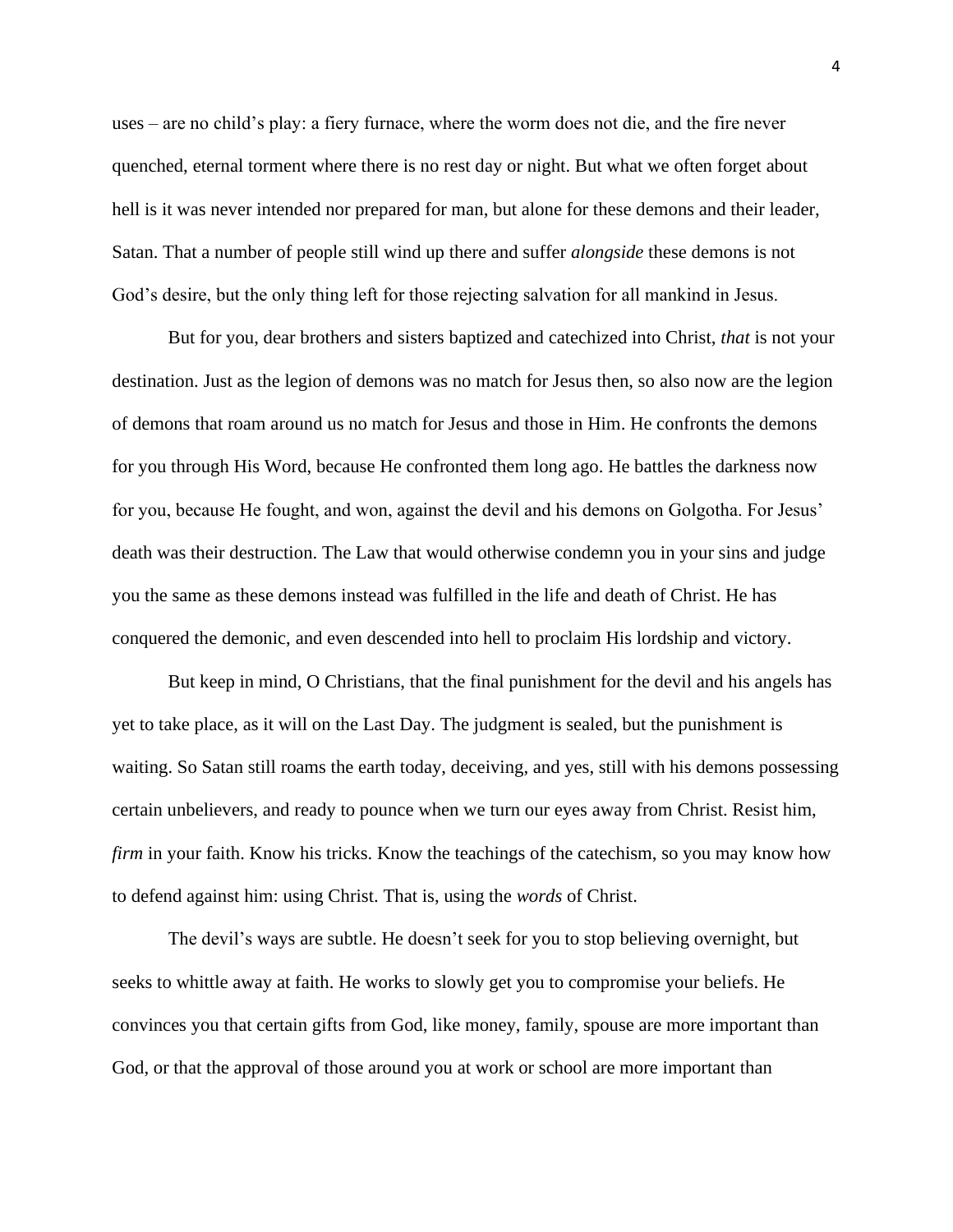uses – are no child's play: a fiery furnace, where the worm does not die, and the fire never quenched, eternal torment where there is no rest day or night. But what we often forget about hell is it was never intended nor prepared for man, but alone for these demons and their leader, Satan. That a number of people still wind up there and suffer *alongside* these demons is not God's desire, but the only thing left for those rejecting salvation for all mankind in Jesus.

But for you, dear brothers and sisters baptized and catechized into Christ, *that* is not your destination. Just as the legion of demons was no match for Jesus then, so also now are the legion of demons that roam around us no match for Jesus and those in Him. He confronts the demons for you through His Word, because He confronted them long ago. He battles the darkness now for you, because He fought, and won, against the devil and his demons on Golgotha. For Jesus' death was their destruction. The Law that would otherwise condemn you in your sins and judge you the same as these demons instead was fulfilled in the life and death of Christ. He has conquered the demonic, and even descended into hell to proclaim His lordship and victory.

But keep in mind, O Christians, that the final punishment for the devil and his angels has yet to take place, as it will on the Last Day. The judgment is sealed, but the punishment is waiting. So Satan still roams the earth today, deceiving, and yes, still with his demons possessing certain unbelievers, and ready to pounce when we turn our eyes away from Christ. Resist him, *firm* in your faith. Know his tricks. Know the teachings of the catechism, so you may know how to defend against him: using Christ. That is, using the *words* of Christ.

The devil's ways are subtle. He doesn't seek for you to stop believing overnight, but seeks to whittle away at faith. He works to slowly get you to compromise your beliefs. He convinces you that certain gifts from God, like money, family, spouse are more important than God, or that the approval of those around you at work or school are more important than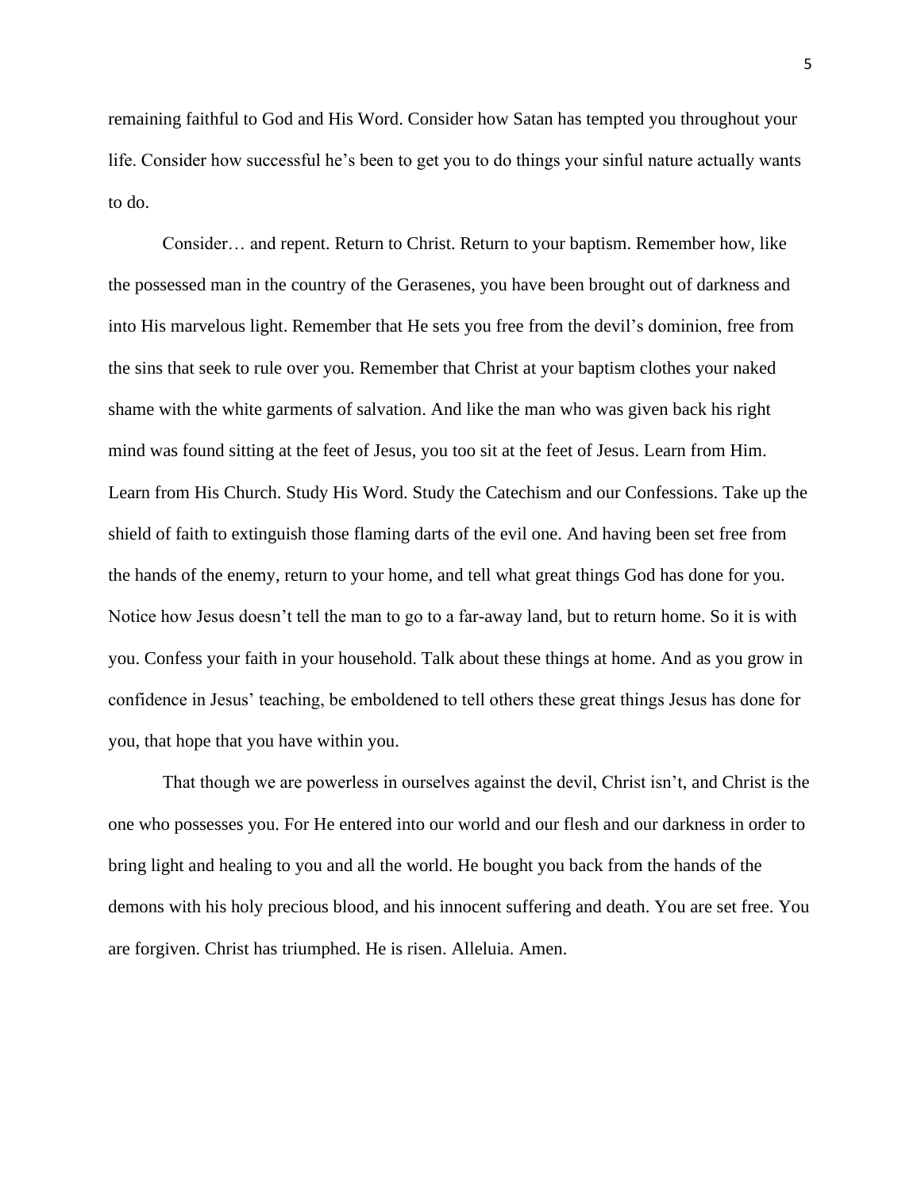remaining faithful to God and His Word. Consider how Satan has tempted you throughout your life. Consider how successful he's been to get you to do things your sinful nature actually wants to do.

Consider… and repent. Return to Christ. Return to your baptism. Remember how, like the possessed man in the country of the Gerasenes, you have been brought out of darkness and into His marvelous light. Remember that He sets you free from the devil's dominion, free from the sins that seek to rule over you. Remember that Christ at your baptism clothes your naked shame with the white garments of salvation. And like the man who was given back his right mind was found sitting at the feet of Jesus, you too sit at the feet of Jesus. Learn from Him. Learn from His Church. Study His Word. Study the Catechism and our Confessions. Take up the shield of faith to extinguish those flaming darts of the evil one. And having been set free from the hands of the enemy, return to your home, and tell what great things God has done for you. Notice how Jesus doesn't tell the man to go to a far-away land, but to return home. So it is with you. Confess your faith in your household. Talk about these things at home. And as you grow in confidence in Jesus' teaching, be emboldened to tell others these great things Jesus has done for you, that hope that you have within you.

That though we are powerless in ourselves against the devil, Christ isn't, and Christ is the one who possesses you. For He entered into our world and our flesh and our darkness in order to bring light and healing to you and all the world. He bought you back from the hands of the demons with his holy precious blood, and his innocent suffering and death. You are set free. You are forgiven. Christ has triumphed. He is risen. Alleluia. Amen.